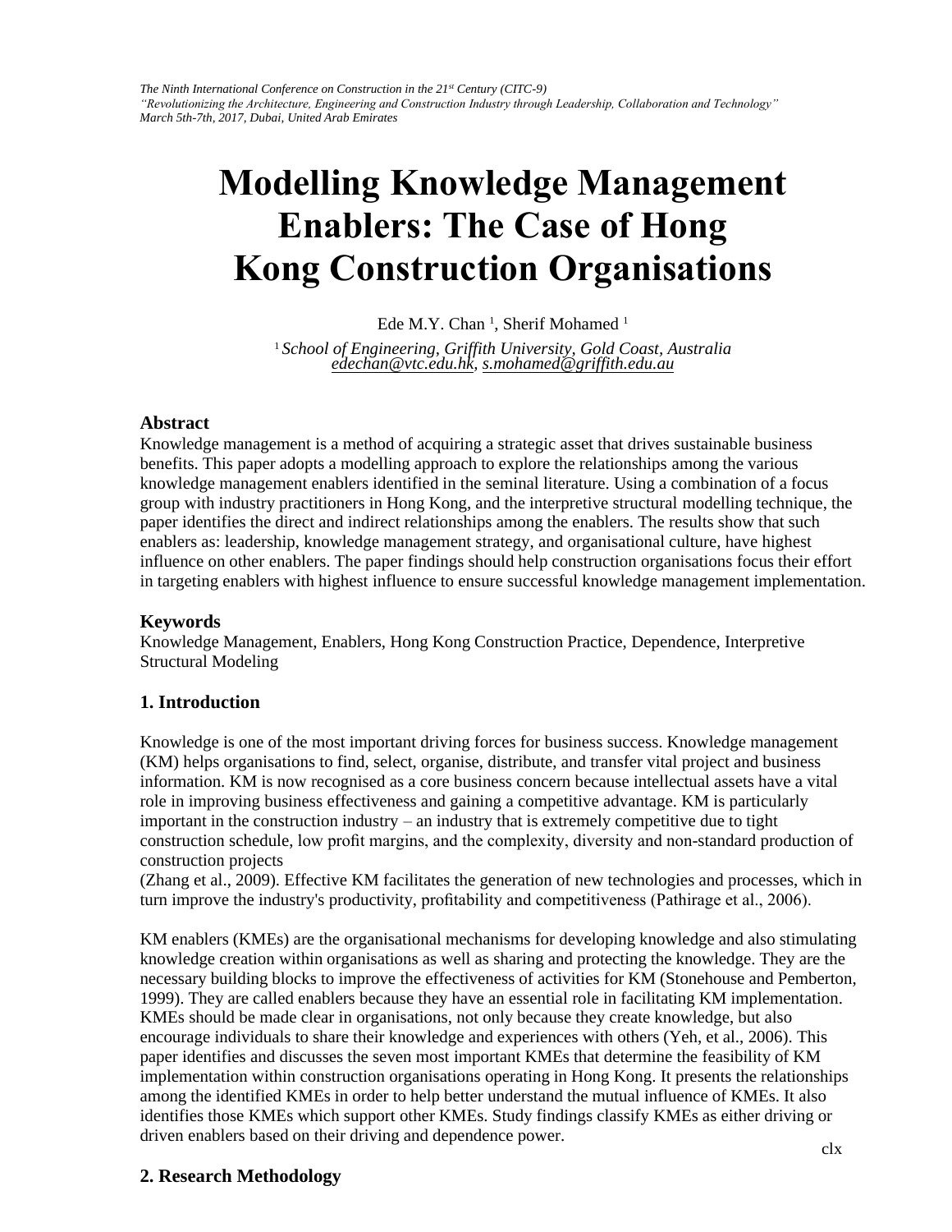# Modelling Knowledge Management Enablers: The Case of Hong Kong Construction Organisations

Ede M.Y. Chan [1], Sherif Mohamed [1]

[1] *School of Engineering, Griffith University, Gold Coast, Australia*
*edechan@vtc.edu.hk, s.mohamed@griffith.edu.au*

## Abstract

Knowledge management is a method of acquiring a strategic asset that drives sustainable business benefits. This paper adopts a modelling approach to explore the relationships among the various knowledge management enablers identified in the seminal literature. Using a combination of a focus group with industry practitioners in Hong Kong, and the interpretive structural modelling technique, the paper identifies the direct and indirect relationships among the enablers. The results show that such enablers as: leadership, knowledge management strategy, and organisational culture, have highest influence on other enablers. The paper findings should help construction organisations focus their effort in targeting enablers with highest influence to ensure successful knowledge management implementation.

## Keywords

Knowledge Management, Enablers, Hong Kong Construction Practice, Dependence, Interpretive Structural Modeling

## 1. Introduction

Knowledge is one of the most important driving forces for business success. Knowledge management (KM) helps organisations to find, select, organise, distribute, and transfer vital project and business information. KM is now recognised as a core business concern because intellectual assets have a vital role in improving business effectiveness and gaining a competitive advantage. KM is particularly important in the construction industry – an industry that is extremely competitive due to tight construction schedule, low profit margins, and the complexity, diversity and non-standard production of construction projects

(Zhang et al., 2009). Effective KM facilitates the generation of new technologies and processes, which in turn improve the industry's productivity, profitability and competitiveness (Pathirage et al., 2006).

KM enablers (KMEs) are the organisational mechanisms for developing knowledge and also stimulating knowledge creation within organisations as well as sharing and protecting the knowledge. They are the necessary building blocks to improve the effectiveness of activities for KM (Stonehouse and Pemberton, 1999). They are called enablers because they have an essential role in facilitating KM implementation. KMEs should be made clear in organisations, not only because they create knowledge, but also encourage individuals to share their knowledge and experiences with others (Yeh, et al., 2006). This paper identifies and discusses the seven most important KMEs that determine the feasibility of KM implementation within construction organisations operating in Hong Kong. It presents the relationships among the identified KMEs in order to help better understand the mutual influence of KMEs. It also identifies those KMEs which support other KMEs. Study findings classify KMEs as either driving or driven enablers based on their driving and dependence power.

## 2. Research Methodology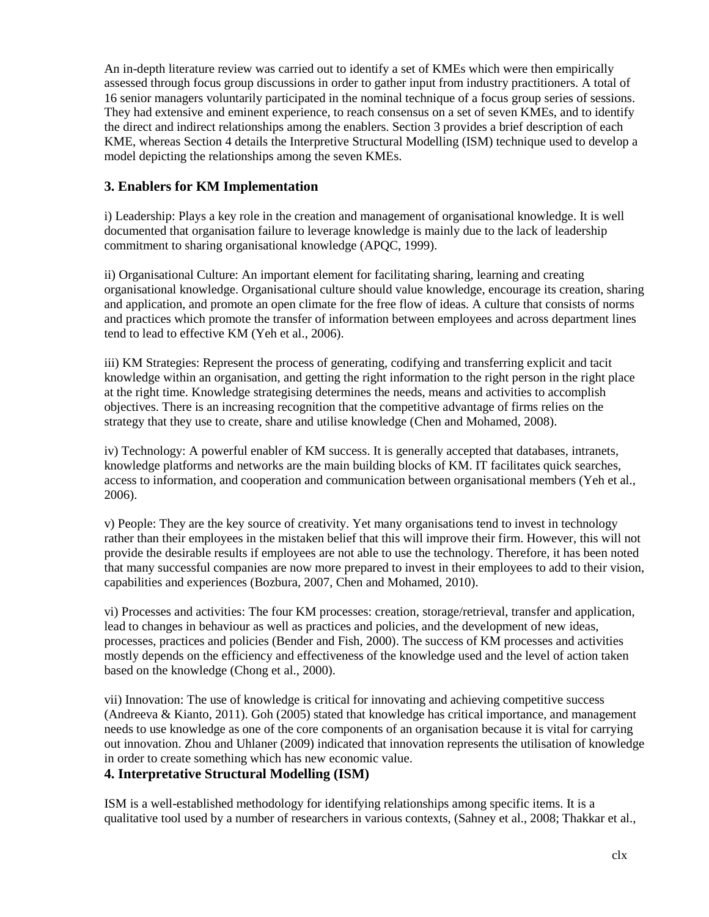An in-depth literature review was carried out to identify a set of KMEs which were then empirically assessed through focus group discussions in order to gather input from industry practitioners. A total of 16 senior managers voluntarily participated in the nominal technique of a focus group series of sessions. They had extensive and eminent experience, to reach consensus on a set of seven KMEs, and to identify the direct and indirect relationships among the enablers. Section 3 provides a brief description of each KME, whereas Section 4 details the Interpretive Structural Modelling (ISM) technique used to develop a model depicting the relationships among the seven KMEs.

## 3. Enablers for KM Implementation

i) Leadership: Plays a key role in the creation and management of organisational knowledge. It is well documented that organisation failure to leverage knowledge is mainly due to the lack of leadership commitment to sharing organisational knowledge (APQC, 1999).

ii) Organisational Culture: An important element for facilitating sharing, learning and creating organisational knowledge. Organisational culture should value knowledge, encourage its creation, sharing and application, and promote an open climate for the free flow of ideas. A culture that consists of norms and practices which promote the transfer of information between employees and across department lines tend to lead to effective KM (Yeh et al., 2006).

iii) KM Strategies: Represent the process of generating, codifying and transferring explicit and tacit knowledge within an organisation, and getting the right information to the right person in the right place at the right time. Knowledge strategising determines the needs, means and activities to accomplish objectives. There is an increasing recognition that the competitive advantage of firms relies on the strategy that they use to create, share and utilise knowledge (Chen and Mohamed, 2008).

iv) Technology: A powerful enabler of KM success. It is generally accepted that databases, intranets, knowledge platforms and networks are the main building blocks of KM. IT facilitates quick searches, access to information, and cooperation and communication between organisational members (Yeh et al., 2006).

v) People: They are the key source of creativity. Yet many organisations tend to invest in technology rather than their employees in the mistaken belief that this will improve their firm. However, this will not provide the desirable results if employees are not able to use the technology. Therefore, it has been noted that many successful companies are now more prepared to invest in their employees to add to their vision, capabilities and experiences (Bozbura, 2007, Chen and Mohamed, 2010).

vi) Processes and activities: The four KM processes: creation, storage/retrieval, transfer and application, lead to changes in behaviour as well as practices and policies, and the development of new ideas, processes, practices and policies (Bender and Fish, 2000). The success of KM processes and activities mostly depends on the efficiency and effectiveness of the knowledge used and the level of action taken based on the knowledge (Chong et al., 2000).

vii) Innovation: The use of knowledge is critical for innovating and achieving competitive success (Andreeva & Kianto, 2011). Goh (2005) stated that knowledge has critical importance, and management needs to use knowledge as one of the core components of an organisation because it is vital for carrying out innovation. Zhou and Uhlaner (2009) indicated that innovation represents the utilisation of knowledge in order to create something which has new economic value.

## 4. Interpretative Structural Modelling (ISM)

ISM is a well-established methodology for identifying relationships among specific items. It is a qualitative tool used by a number of researchers in various contexts, (Sahney et al., 2008; Thakkar et al.,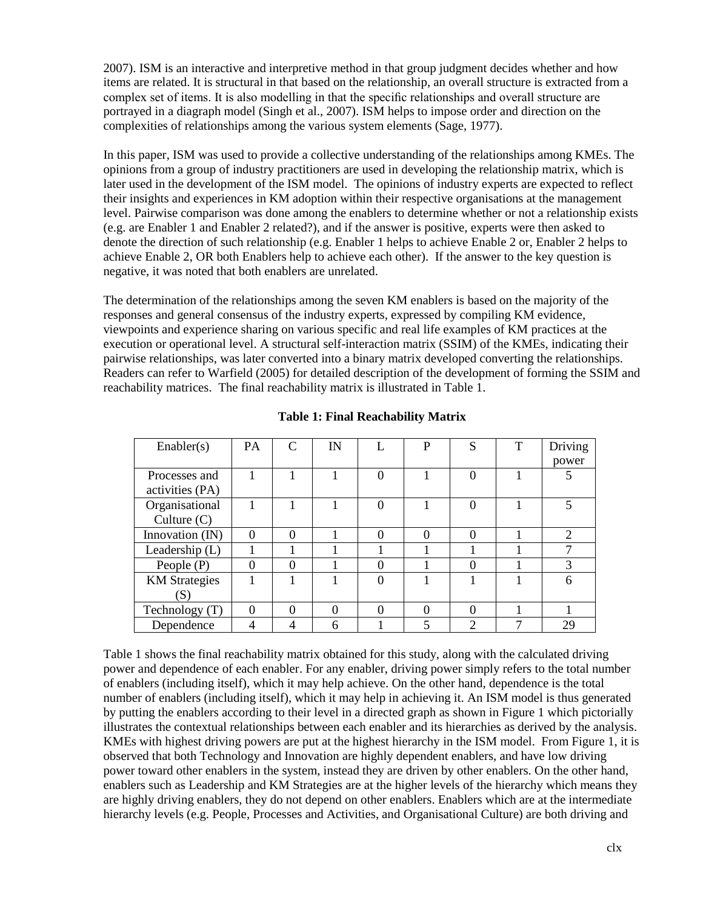2007). ISM is an interactive and interpretive method in that group judgment decides whether and how items are related. It is structural in that based on the relationship, an overall structure is extracted from a complex set of items. It is also modelling in that the specific relationships and overall structure are portrayed in a diagraph model (Singh et al., 2007). ISM helps to impose order and direction on the complexities of relationships among the various system elements (Sage, 1977).

In this paper, ISM was used to provide a collective understanding of the relationships among KMEs. The opinions from a group of industry practitioners are used in developing the relationship matrix, which is later used in the development of the ISM model. The opinions of industry experts are expected to reflect their insights and experiences in KM adoption within their respective organisations at the management level. Pairwise comparison was done among the enablers to determine whether or not a relationship exists (e.g. are Enabler 1 and Enabler 2 related?), and if the answer is positive, experts were then asked to denote the direction of such relationship (e.g. Enabler 1 helps to achieve Enable 2 or, Enabler 2 helps to achieve Enable 2, OR both Enablers help to achieve each other). If the answer to the key question is negative, it was noted that both enablers are unrelated.

The determination of the relationships among the seven KM enablers is based on the majority of the responses and general consensus of the industry experts, expressed by compiling KM evidence, viewpoints and experience sharing on various specific and real life examples of KM practices at the execution or operational level. A structural self-interaction matrix (SSIM) of the KMEs, indicating their pairwise relationships, was later converted into a binary matrix developed converting the relationships. Readers can refer to Warfield (2005) for detailed description of the development of forming the SSIM and reachability matrices. The final reachability matrix is illustrated in Table 1.

**Table 1: Final Reachability Matrix**

| Enabler(s) | PA | C | IN | L | P | S | T | Driving power |
|---|---|---|---|---|---|---|---|---|
| Processes and activities (PA) | 1 | 1 | 1 | 0 | 1 | 0 | 1 | 5 |
| Organisational Culture (C) | 1 | 1 | 1 | 0 | 1 | 0 | 1 | 5 |
| Innovation (IN) | 0 | 0 | 1 | 0 | 0 | 0 | 1 | 2 |
| Leadership (L) | 1 | 1 | 1 | 1 | 1 | 1 | 1 | 7 |
| People (P) | 0 | 0 | 1 | 0 | 1 | 0 | 1 | 3 |
| KM Strategies (S) | 1 | 1 | 1 | 0 | 1 | 1 | 1 | 6 |
| Technology (T) | 0 | 0 | 0 | 0 | 0 | 0 | 1 | 1 |
| Dependence | 4 | 4 | 6 | 1 | 5 | 2 | 7 | 29 |

Table 1 shows the final reachability matrix obtained for this study, along with the calculated driving power and dependence of each enabler. For any enabler, driving power simply refers to the total number of enablers (including itself), which it may help achieve. On the other hand, dependence is the total number of enablers (including itself), which it may help in achieving it. An ISM model is thus generated by putting the enablers according to their level in a directed graph as shown in Figure 1 which pictorially illustrates the contextual relationships between each enabler and its hierarchies as derived by the analysis. KMEs with highest driving powers are put at the highest hierarchy in the ISM model. From Figure 1, it is observed that both Technology and Innovation are highly dependent enablers, and have low driving power toward other enablers in the system, instead they are driven by other enablers. On the other hand, enablers such as Leadership and KM Strategies are at the higher levels of the hierarchy which means they are highly driving enablers, they do not depend on other enablers. Enablers which are at the intermediate hierarchy levels (e.g. People, Processes and Activities, and Organisational Culture) are both driving and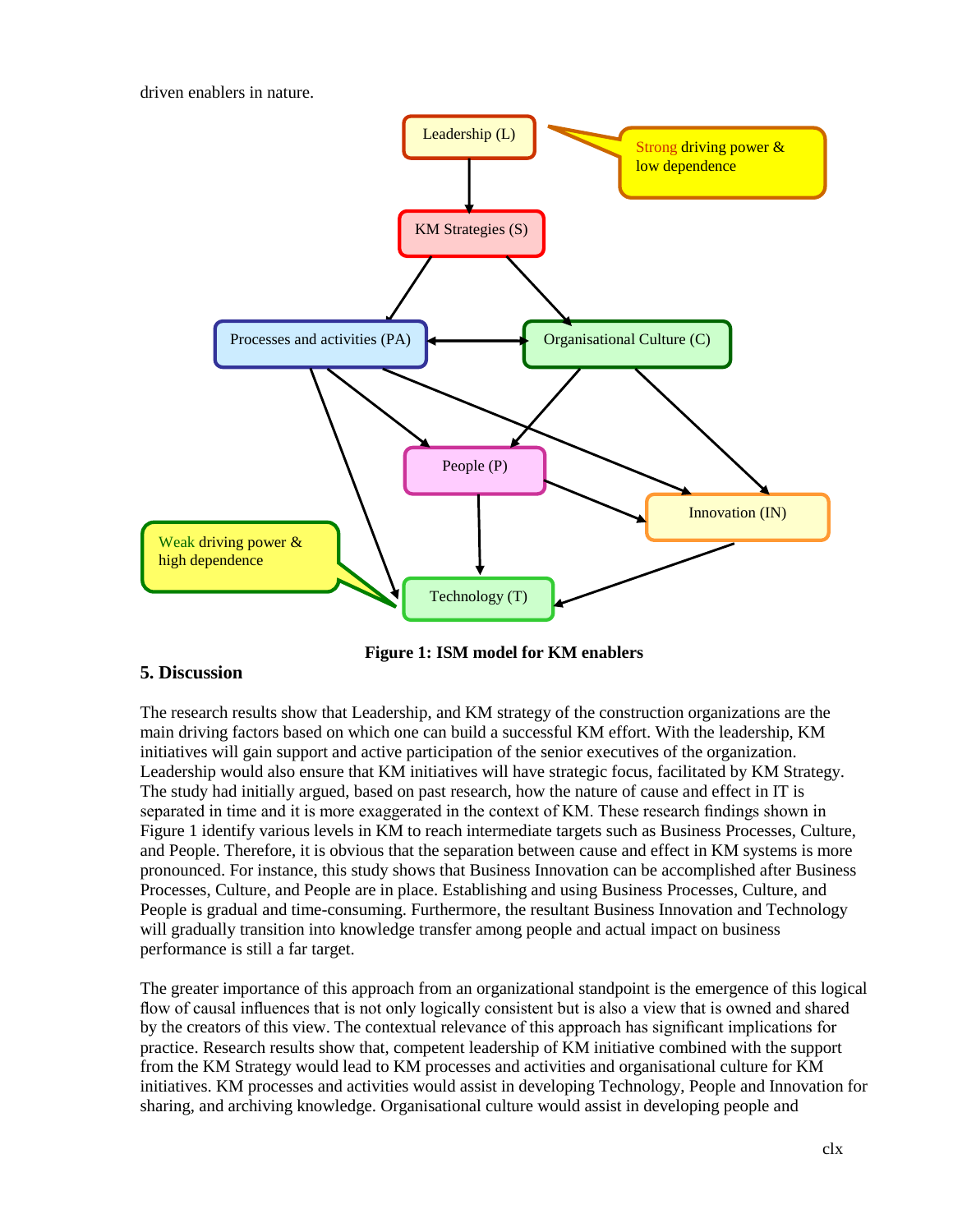driven enablers in nature.

Figure 1: ISM model for KM enablers

## 5. Discussion

The research results show that Leadership, and KM strategy of the construction organizations are the main driving factors based on which one can build a successful KM effort. With the leadership, KM initiatives will gain support and active participation of the senior executives of the organization. Leadership would also ensure that KM initiatives will have strategic focus, facilitated by KM Strategy. The study had initially argued, based on past research, how the nature of cause and effect in IT is separated in time and it is more exaggerated in the context of KM. These research findings shown in Figure 1 identify various levels in KM to reach intermediate targets such as Business Processes, Culture, and People. Therefore, it is obvious that the separation between cause and effect in KM systems is more pronounced. For instance, this study shows that Business Innovation can be accomplished after Business Processes, Culture, and People are in place. Establishing and using Business Processes, Culture, and People is gradual and time-consuming. Furthermore, the resultant Business Innovation and Technology will gradually transition into knowledge transfer among people and actual impact on business performance is still a far target.

The greater importance of this approach from an organizational standpoint is the emergence of this logical flow of causal influences that is not only logically consistent but is also a view that is owned and shared by the creators of this view. The contextual relevance of this approach has significant implications for practice. Research results show that, competent leadership of KM initiative combined with the support from the KM Strategy would lead to KM processes and activities and organisational culture for KM initiatives. KM processes and activities would assist in developing Technology, People and Innovation for sharing, and archiving knowledge. Organisational culture would assist in developing people and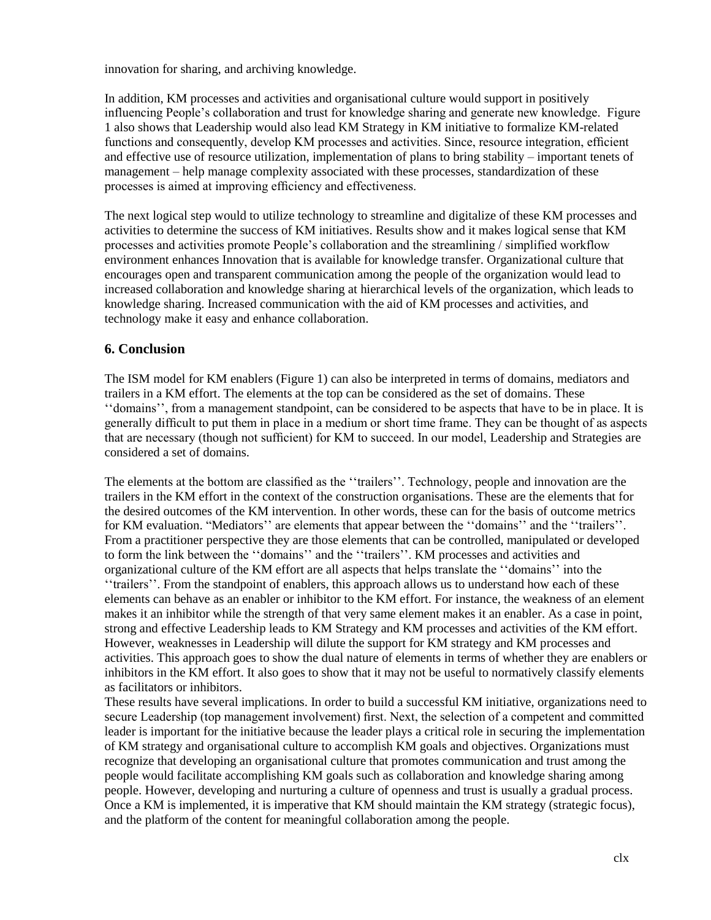innovation for sharing, and archiving knowledge.

In addition, KM processes and activities and organisational culture would support in positively influencing People's collaboration and trust for knowledge sharing and generate new knowledge. Figure 1 also shows that Leadership would also lead KM Strategy in KM initiative to formalize KM-related functions and consequently, develop KM processes and activities. Since, resource integration, efficient and effective use of resource utilization, implementation of plans to bring stability – important tenets of management – help manage complexity associated with these processes, standardization of these processes is aimed at improving efficiency and effectiveness.

The next logical step would to utilize technology to streamline and digitalize of these KM processes and activities to determine the success of KM initiatives. Results show and it makes logical sense that KM processes and activities promote People's collaboration and the streamlining / simplified workflow environment enhances Innovation that is available for knowledge transfer. Organizational culture that encourages open and transparent communication among the people of the organization would lead to increased collaboration and knowledge sharing at hierarchical levels of the organization, which leads to knowledge sharing. Increased communication with the aid of KM processes and activities, and technology make it easy and enhance collaboration.

## 6. Conclusion

The ISM model for KM enablers (Figure 1) can also be interpreted in terms of domains, mediators and trailers in a KM effort. The elements at the top can be considered as the set of domains. These ''domains'', from a management standpoint, can be considered to be aspects that have to be in place. It is generally difficult to put them in place in a medium or short time frame. They can be thought of as aspects that are necessary (though not sufficient) for KM to succeed. In our model, Leadership and Strategies are considered a set of domains.

The elements at the bottom are classified as the ''trailers''. Technology, people and innovation are the trailers in the KM effort in the context of the construction organisations. These are the elements that for the desired outcomes of the KM intervention. In other words, these can for the basis of outcome metrics for KM evaluation. "Mediators'' are elements that appear between the ''domains'' and the ''trailers''. From a practitioner perspective they are those elements that can be controlled, manipulated or developed to form the link between the ''domains'' and the ''trailers''. KM processes and activities and organizational culture of the KM effort are all aspects that helps translate the ''domains'' into the ''trailers''. From the standpoint of enablers, this approach allows us to understand how each of these elements can behave as an enabler or inhibitor to the KM effort. For instance, the weakness of an element makes it an inhibitor while the strength of that very same element makes it an enabler. As a case in point, strong and effective Leadership leads to KM Strategy and KM processes and activities of the KM effort. However, weaknesses in Leadership will dilute the support for KM strategy and KM processes and activities. This approach goes to show the dual nature of elements in terms of whether they are enablers or inhibitors in the KM effort. It also goes to show that it may not be useful to normatively classify elements as facilitators or inhibitors.

These results have several implications. In order to build a successful KM initiative, organizations need to secure Leadership (top management involvement) first. Next, the selection of a competent and committed leader is important for the initiative because the leader plays a critical role in securing the implementation of KM strategy and organisational culture to accomplish KM goals and objectives. Organizations must recognize that developing an organisational culture that promotes communication and trust among the people would facilitate accomplishing KM goals such as collaboration and knowledge sharing among people. However, developing and nurturing a culture of openness and trust is usually a gradual process. Once a KM is implemented, it is imperative that KM should maintain the KM strategy (strategic focus), and the platform of the content for meaningful collaboration among the people.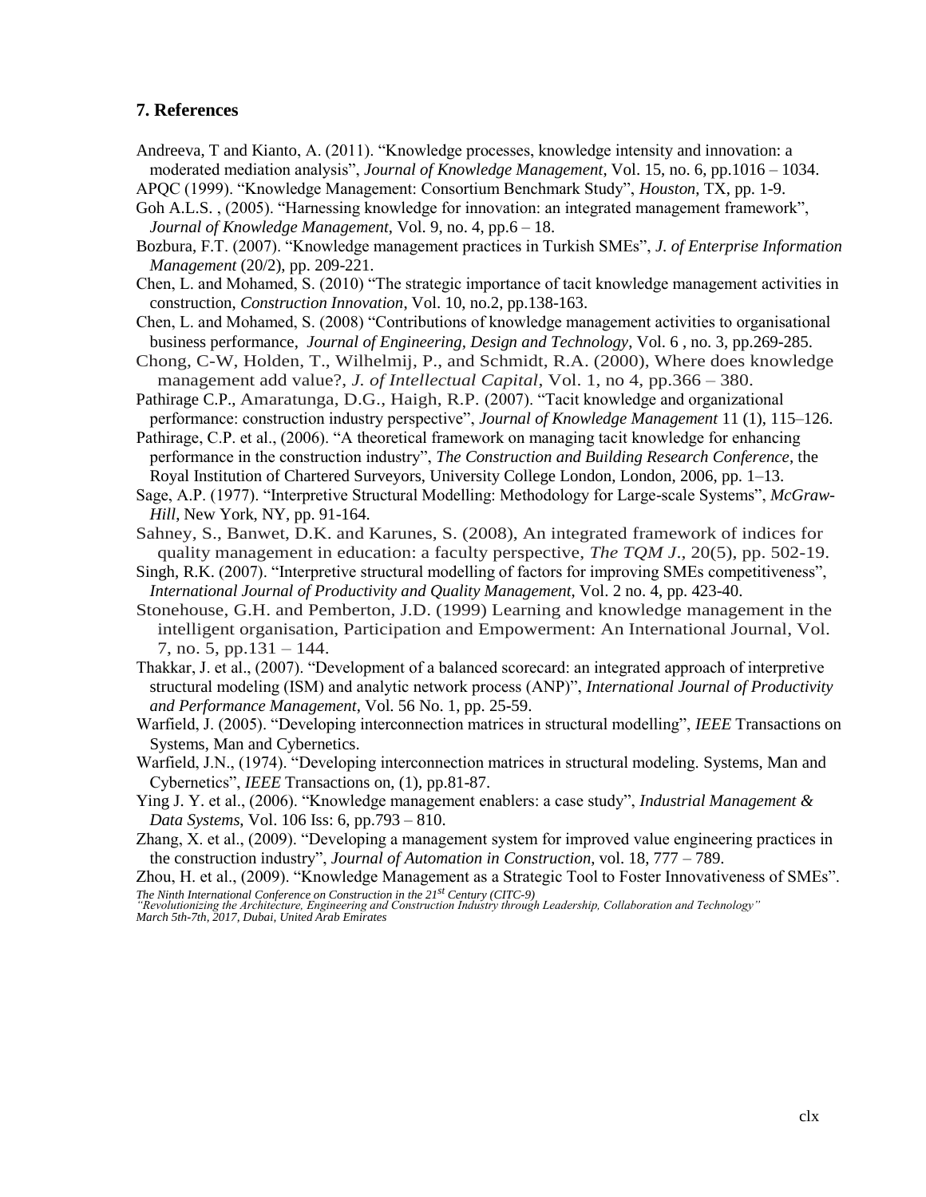## 7. References

Andreeva, T and Kianto, A. (2011). "Knowledge processes, knowledge intensity and innovation: a moderated mediation analysis", *Journal of Knowledge Management*, Vol. 15, no. 6, pp.1016 – 1034.

APQC (1999). "Knowledge Management: Consortium Benchmark Study", *Houston*, TX, pp. 1-9.

Goh A.L.S. , (2005). "Harnessing knowledge for innovation: an integrated management framework", *Journal of Knowledge Management*, Vol. 9, no. 4, pp.6 – 18.

Bozbura, F.T. (2007). "Knowledge management practices in Turkish SMEs", *J. of Enterprise Information Management* (20/2), pp. 209-221.

Chen, L. and Mohamed, S. (2010) "The strategic importance of tacit knowledge management activities in construction, *Construction Innovation*, Vol. 10, no.2, pp.138-163.

Chen, L. and Mohamed, S. (2008) "Contributions of knowledge management activities to organisational business performance, *Journal of Engineering, Design and Technology*, Vol. 6 , no. 3, pp.269-285.

Chong, C-W, Holden, T., Wilhelmij, P., and Schmidt, R.A. (2000), Where does knowledge management add value?, *J. of Intellectual Capital*, Vol. 1, no 4, pp.366 – 380.

Pathirage C.P., Amaratunga, D.G., Haigh, R.P. (2007). "Tacit knowledge and organizational performance: construction industry perspective", *Journal of Knowledge Management* 11 (1), 115–126.

Pathirage, C.P. et al., (2006). "A theoretical framework on managing tacit knowledge for enhancing performance in the construction industry", *The Construction and Building Research Conference*, the Royal Institution of Chartered Surveyors, University College London, London, 2006, pp. 1–13.

Sage, A.P. (1977). "Interpretive Structural Modelling: Methodology for Large-scale Systems", *McGraw-Hill*, New York, NY, pp. 91-164.

Sahney, S., Banwet, D.K. and Karunes, S. (2008), An integrated framework of indices for quality management in education: a faculty perspective, *The TQM J.*, 20(5), pp. 502-19.

Singh, R.K. (2007). "Interpretive structural modelling of factors for improving SMEs competitiveness", *International Journal of Productivity and Quality Management*, Vol. 2 no. 4, pp. 423-40.

Stonehouse, G.H. and Pemberton, J.D. (1999) Learning and knowledge management in the intelligent organisation, Participation and Empowerment: An International Journal, Vol. 7, no. 5, pp.131 – 144.

Thakkar, J. et al., (2007). "Development of a balanced scorecard: an integrated approach of interpretive structural modeling (ISM) and analytic network process (ANP)", *International Journal of Productivity and Performance Management*, Vol. 56 No. 1, pp. 25-59.

Warfield, J. (2005). "Developing interconnection matrices in structural modelling", *IEEE* Transactions on Systems, Man and Cybernetics.

Warfield, J.N., (1974). "Developing interconnection matrices in structural modeling. Systems, Man and Cybernetics", *IEEE* Transactions on, (1), pp.81-87.

Ying J. Y. et al., (2006). "Knowledge management enablers: a case study", *Industrial Management & Data Systems*, Vol. 106 Iss: 6, pp.793 – 810.

Zhang, X. et al., (2009). "Developing a management system for improved value engineering practices in the construction industry", *Journal of Automation in Construction*, vol. 18, 777 – 789.

Zhou, H. et al., (2009). "Knowledge Management as a Strategic Tool to Foster Innovativeness of SMEs".